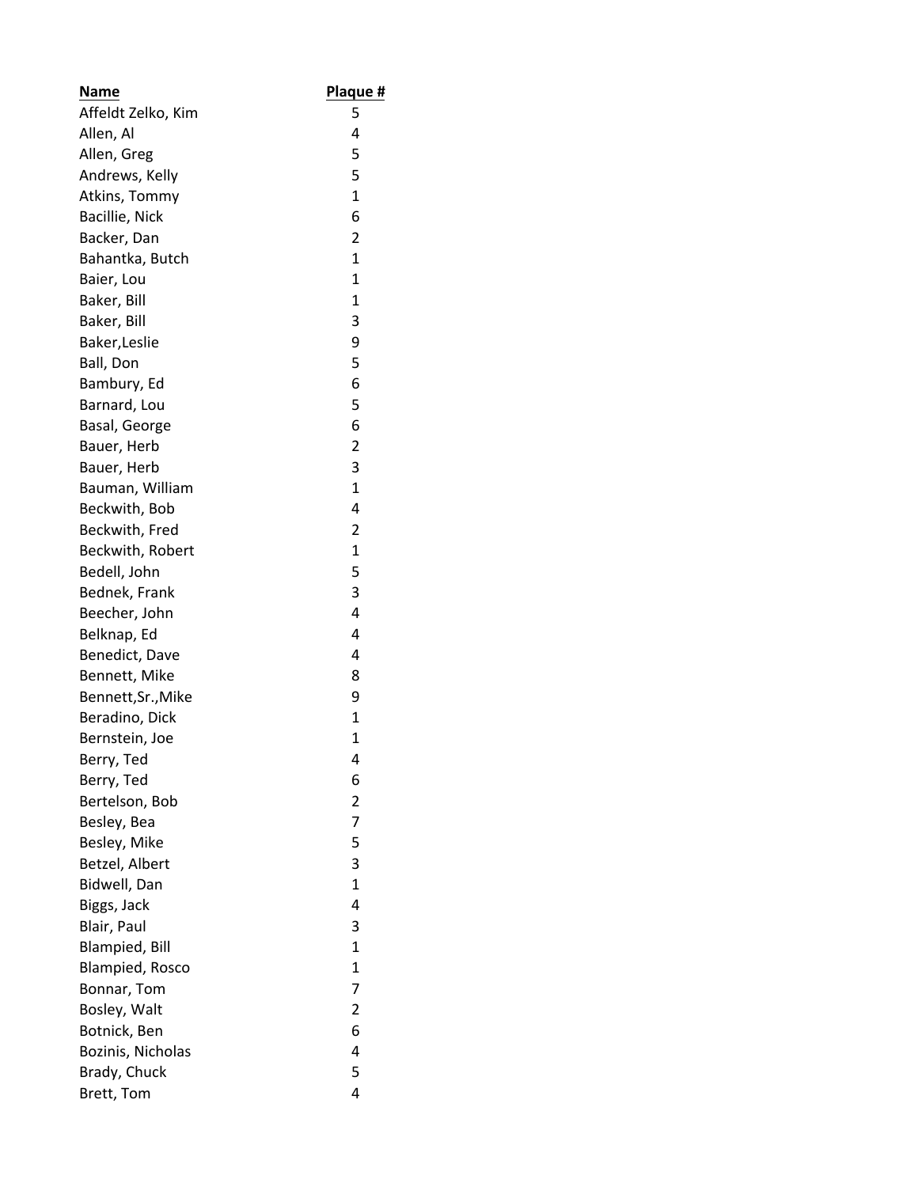| Name | Plaque # |
| --- | --- |
| Affeldt Zelko, Kim | 5 |
| Allen, Al | 4 |
| Allen, Greg | 5 |
| Andrews, Kelly | 5 |
| Atkins, Tommy | 1 |
| Bacillie, Nick | 6 |
| Backer, Dan | 2 |
| Bahantka, Butch | 1 |
| Baier, Lou | 1 |
| Baker, Bill | 1 |
| Baker, Bill | 3 |
| Baker,Leslie | 9 |
| Ball, Don | 5 |
| Bambury, Ed | 6 |
| Barnard, Lou | 5 |
| Basal, George | 6 |
| Bauer, Herb | 2 |
| Bauer, Herb | 3 |
| Bauman, William | 1 |
| Beckwith, Bob | 4 |
| Beckwith, Fred | 2 |
| Beckwith, Robert | 1 |
| Bedell, John | 5 |
| Bednek, Frank | 3 |
| Beecher, John | 4 |
| Belknap, Ed | 4 |
| Benedict, Dave | 4 |
| Bennett, Mike | 8 |
| Bennett,Sr.,Mike | 9 |
| Beradino, Dick | 1 |
| Bernstein, Joe | 1 |
| Berry, Ted | 4 |
| Berry, Ted | 6 |
| Bertelson, Bob | 2 |
| Besley, Bea | 7 |
| Besley, Mike | 5 |
| Betzel, Albert | 3 |
| Bidwell, Dan | 1 |
| Biggs, Jack | 4 |
| Blair, Paul | 3 |
| Blampied, Bill | 1 |
| Blampied, Rosco | 1 |
| Bonnar, Tom | 7 |
| Bosley, Walt | 2 |
| Botnick, Ben | 6 |
| Bozinis, Nicholas | 4 |
| Brady, Chuck | 5 |
| Brett, Tom | 4 |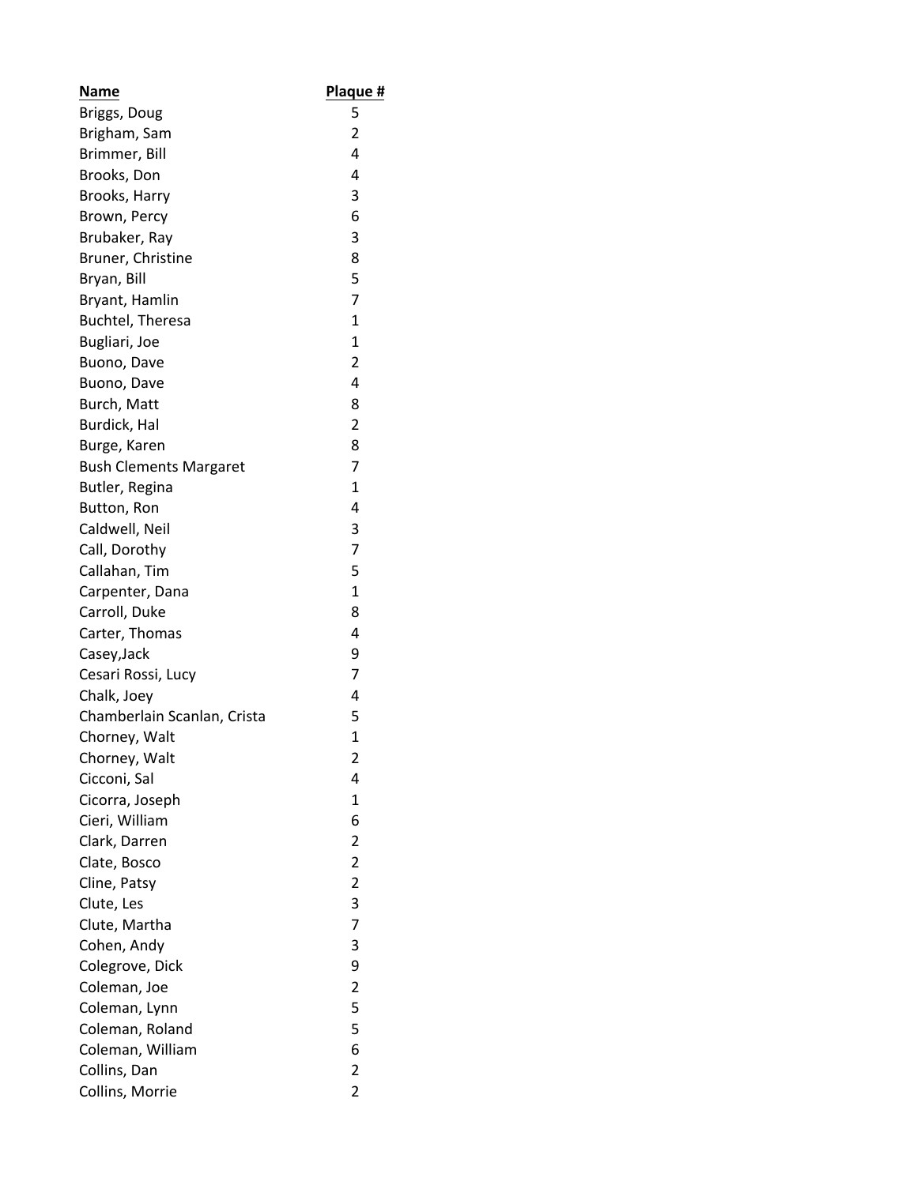| Name | Plaque # |
| --- | --- |
| Briggs, Doug | 5 |
| Brigham, Sam | 2 |
| Brimmer, Bill | 4 |
| Brooks, Don | 4 |
| Brooks, Harry | 3 |
| Brown, Percy | 6 |
| Brubaker, Ray | 3 |
| Bruner, Christine | 8 |
| Bryan, Bill | 5 |
| Bryant, Hamlin | 7 |
| Buchtel, Theresa | 1 |
| Bugliari, Joe | 1 |
| Buono, Dave | 2 |
| Buono, Dave | 4 |
| Burch, Matt | 8 |
| Burdick, Hal | 2 |
| Burge, Karen | 8 |
| Bush Clements Margaret | 7 |
| Butler, Regina | 1 |
| Button, Ron | 4 |
| Caldwell, Neil | 3 |
| Call, Dorothy | 7 |
| Callahan, Tim | 5 |
| Carpenter, Dana | 1 |
| Carroll, Duke | 8 |
| Carter, Thomas | 4 |
| Casey,Jack | 9 |
| Cesari Rossi, Lucy | 7 |
| Chalk, Joey | 4 |
| Chamberlain Scanlan, Crista | 5 |
| Chorney, Walt | 1 |
| Chorney, Walt | 2 |
| Cicconi, Sal | 4 |
| Cicorra, Joseph | 1 |
| Cieri, William | 6 |
| Clark, Darren | 2 |
| Clate, Bosco | 2 |
| Cline, Patsy | 2 |
| Clute, Les | 3 |
| Clute, Martha | 7 |
| Cohen, Andy | 3 |
| Colegrove, Dick | 9 |
| Coleman, Joe | 2 |
| Coleman, Lynn | 5 |
| Coleman, Roland | 5 |
| Coleman, William | 6 |
| Collins, Dan | 2 |
| Collins, Morrie | 2 |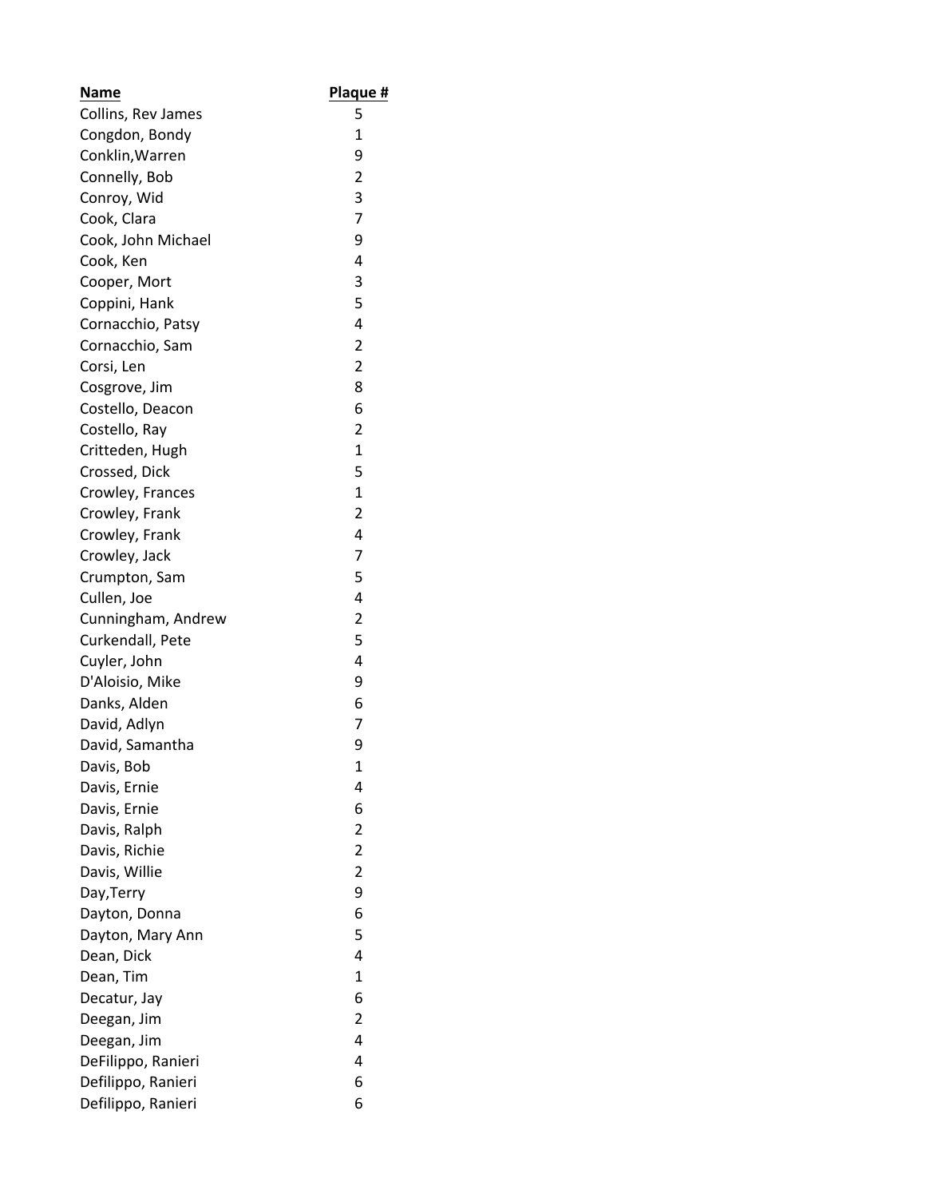| Name | Plaque # |
| --- | --- |
| Collins, Rev James | 5 |
| Congdon, Bondy | 1 |
| Conklin,Warren | 9 |
| Connelly, Bob | 2 |
| Conroy, Wid | 3 |
| Cook, Clara | 7 |
| Cook, John Michael | 9 |
| Cook, Ken | 4 |
| Cooper, Mort | 3 |
| Coppini, Hank | 5 |
| Cornacchio, Patsy | 4 |
| Cornacchio, Sam | 2 |
| Corsi, Len | 2 |
| Cosgrove, Jim | 8 |
| Costello, Deacon | 6 |
| Costello, Ray | 2 |
| Critteden, Hugh | 1 |
| Crossed, Dick | 5 |
| Crowley, Frances | 1 |
| Crowley, Frank | 2 |
| Crowley, Frank | 4 |
| Crowley, Jack | 7 |
| Crumpton, Sam | 5 |
| Cullen, Joe | 4 |
| Cunningham, Andrew | 2 |
| Curkendall, Pete | 5 |
| Cuyler, John | 4 |
| D'Aloisio, Mike | 9 |
| Danks, Alden | 6 |
| David, Adlyn | 7 |
| David, Samantha | 9 |
| Davis, Bob | 1 |
| Davis, Ernie | 4 |
| Davis, Ernie | 6 |
| Davis, Ralph | 2 |
| Davis, Richie | 2 |
| Davis, Willie | 2 |
| Day,Terry | 9 |
| Dayton, Donna | 6 |
| Dayton, Mary Ann | 5 |
| Dean, Dick | 4 |
| Dean, Tim | 1 |
| Decatur, Jay | 6 |
| Deegan, Jim | 2 |
| Deegan, Jim | 4 |
| DeFilippo, Ranieri | 4 |
| Defilippo, Ranieri | 6 |
| Defilippo, Ranieri | 6 |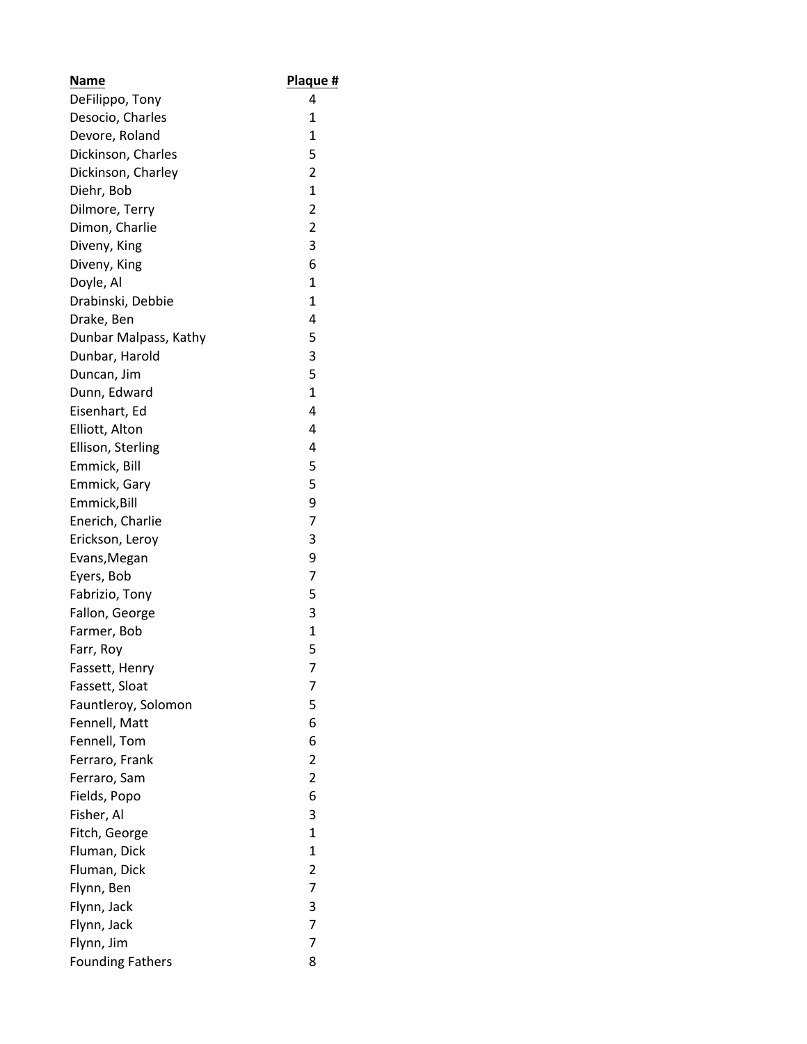| Name | Plaque # |
| --- | --- |
| DeFilippo, Tony | 4 |
| Desocio, Charles | 1 |
| Devore, Roland | 1 |
| Dickinson, Charles | 5 |
| Dickinson, Charley | 2 |
| Diehr, Bob | 1 |
| Dilmore, Terry | 2 |
| Dimon, Charlie | 2 |
| Diveny, King | 3 |
| Diveny, King | 6 |
| Doyle, Al | 1 |
| Drabinski, Debbie | 1 |
| Drake, Ben | 4 |
| Dunbar Malpass, Kathy | 5 |
| Dunbar, Harold | 3 |
| Duncan, Jim | 5 |
| Dunn, Edward | 1 |
| Eisenhart, Ed | 4 |
| Elliott, Alton | 4 |
| Ellison, Sterling | 4 |
| Emmick, Bill | 5 |
| Emmick, Gary | 5 |
| Emmick,Bill | 9 |
| Enerich, Charlie | 7 |
| Erickson, Leroy | 3 |
| Evans,Megan | 9 |
| Eyers, Bob | 7 |
| Fabrizio, Tony | 5 |
| Fallon, George | 3 |
| Farmer, Bob | 1 |
| Farr, Roy | 5 |
| Fassett, Henry | 7 |
| Fassett, Sloat | 7 |
| Fauntleroy, Solomon | 5 |
| Fennell, Matt | 6 |
| Fennell, Tom | 6 |
| Ferraro, Frank | 2 |
| Ferraro, Sam | 2 |
| Fields, Popo | 6 |
| Fisher, Al | 3 |
| Fitch, George | 1 |
| Fluman, Dick | 1 |
| Fluman, Dick | 2 |
| Flynn, Ben | 7 |
| Flynn, Jack | 3 |
| Flynn, Jack | 7 |
| Flynn, Jim | 7 |
| Founding Fathers | 8 |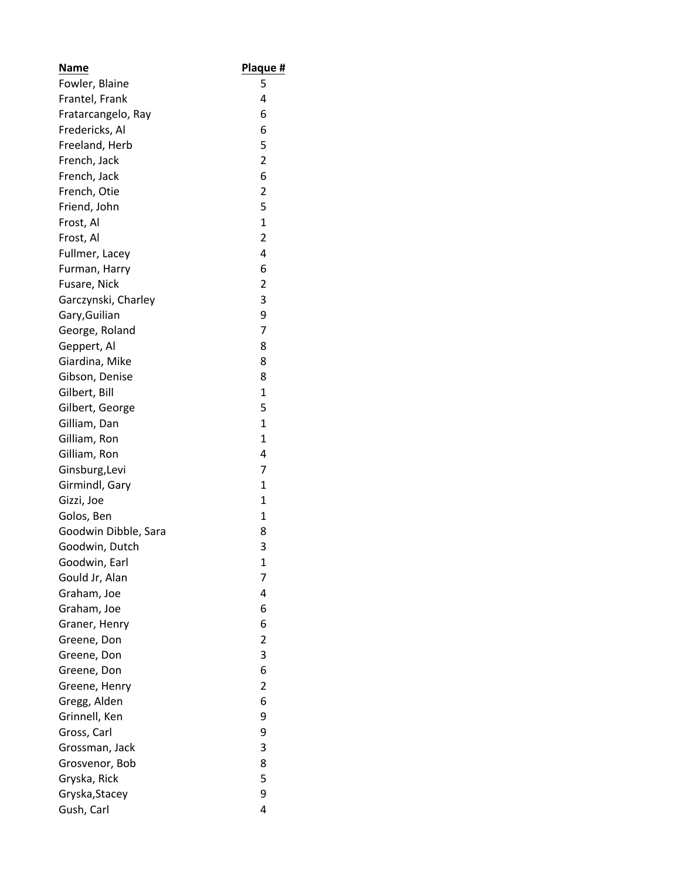| Name | Plaque # |
| --- | --- |
| Fowler, Blaine | 5 |
| Frantel, Frank | 4 |
| Fratarcangelo, Ray | 6 |
| Fredericks, Al | 6 |
| Freeland, Herb | 5 |
| French, Jack | 2 |
| French, Jack | 6 |
| French, Otie | 2 |
| Friend, John | 5 |
| Frost, Al | 1 |
| Frost, Al | 2 |
| Fullmer, Lacey | 4 |
| Furman, Harry | 6 |
| Fusare, Nick | 2 |
| Garczynski, Charley | 3 |
| Gary,Guilian | 9 |
| George, Roland | 7 |
| Geppert, Al | 8 |
| Giardina, Mike | 8 |
| Gibson, Denise | 8 |
| Gilbert, Bill | 1 |
| Gilbert, George | 5 |
| Gilliam, Dan | 1 |
| Gilliam, Ron | 1 |
| Gilliam, Ron | 4 |
| Ginsburg,Levi | 7 |
| Girmindl, Gary | 1 |
| Gizzi, Joe | 1 |
| Golos, Ben | 1 |
| Goodwin Dibble, Sara | 8 |
| Goodwin, Dutch | 3 |
| Goodwin, Earl | 1 |
| Gould Jr, Alan | 7 |
| Graham, Joe | 4 |
| Graham, Joe | 6 |
| Graner, Henry | 6 |
| Greene, Don | 2 |
| Greene, Don | 3 |
| Greene, Don | 6 |
| Greene, Henry | 2 |
| Gregg, Alden | 6 |
| Grinnell, Ken | 9 |
| Gross, Carl | 9 |
| Grossman, Jack | 3 |
| Grosvenor, Bob | 8 |
| Gryska, Rick | 5 |
| Gryska,Stacey | 9 |
| Gush, Carl | 4 |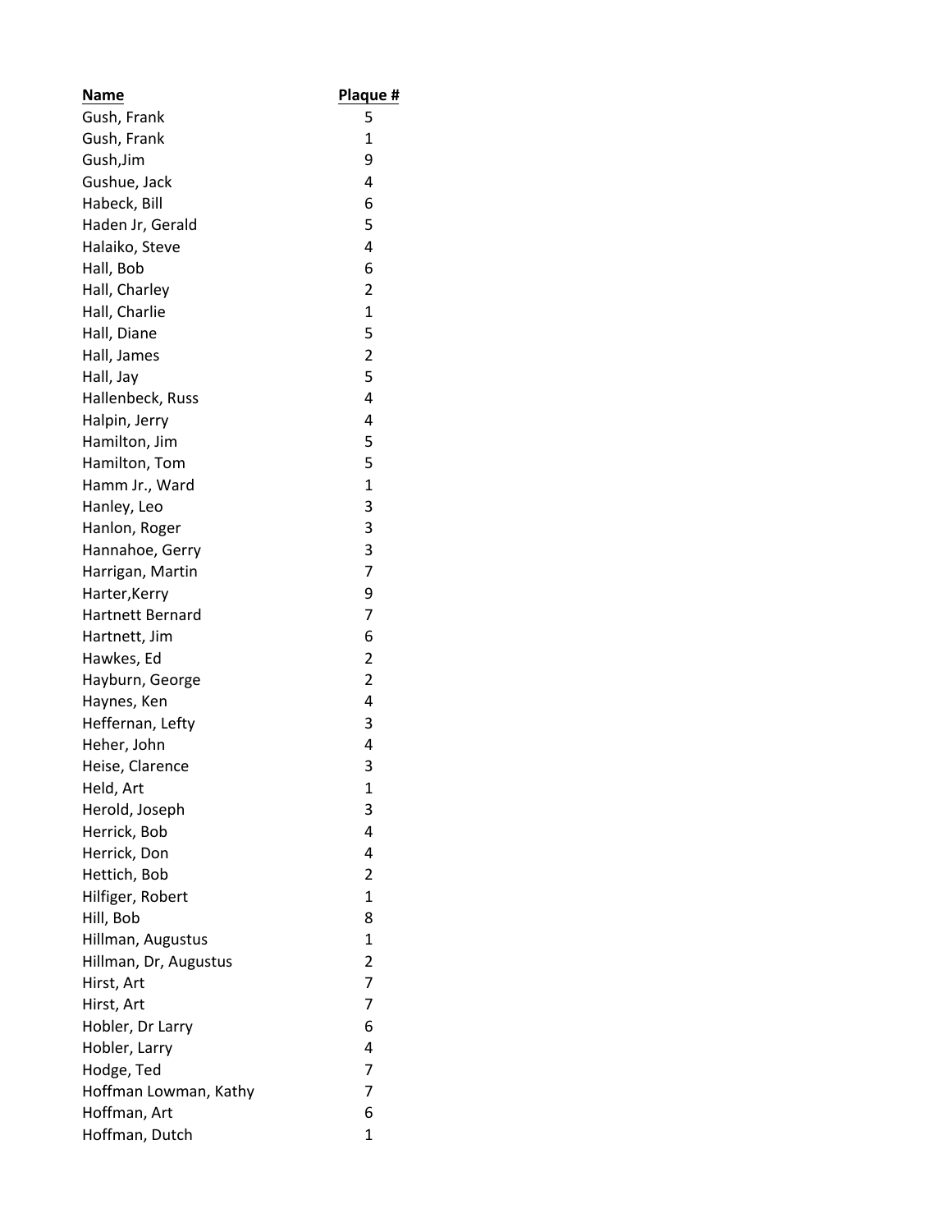| Name | Plaque # |
| --- | --- |
| Gush, Frank | 5 |
| Gush, Frank | 1 |
| Gush,Jim | 9 |
| Gushue, Jack | 4 |
| Habeck, Bill | 6 |
| Haden Jr, Gerald | 5 |
| Halaiko, Steve | 4 |
| Hall, Bob | 6 |
| Hall, Charley | 2 |
| Hall, Charlie | 1 |
| Hall, Diane | 5 |
| Hall, James | 2 |
| Hall, Jay | 5 |
| Hallenbeck, Russ | 4 |
| Halpin, Jerry | 4 |
| Hamilton, Jim | 5 |
| Hamilton, Tom | 5 |
| Hamm Jr., Ward | 1 |
| Hanley, Leo | 3 |
| Hanlon, Roger | 3 |
| Hannahoe, Gerry | 3 |
| Harrigan, Martin | 7 |
| Harter,Kerry | 9 |
| Hartnett Bernard | 7 |
| Hartnett, Jim | 6 |
| Hawkes, Ed | 2 |
| Hayburn, George | 2 |
| Haynes, Ken | 4 |
| Heffernan, Lefty | 3 |
| Heher, John | 4 |
| Heise, Clarence | 3 |
| Held, Art | 1 |
| Herold, Joseph | 3 |
| Herrick, Bob | 4 |
| Herrick, Don | 4 |
| Hettich, Bob | 2 |
| Hilfiger, Robert | 1 |
| Hill, Bob | 8 |
| Hillman, Augustus | 1 |
| Hillman, Dr, Augustus | 2 |
| Hirst, Art | 7 |
| Hirst, Art | 7 |
| Hobler, Dr Larry | 6 |
| Hobler, Larry | 4 |
| Hodge, Ted | 7 |
| Hoffman Lowman, Kathy | 7 |
| Hoffman, Art | 6 |
| Hoffman, Dutch | 1 |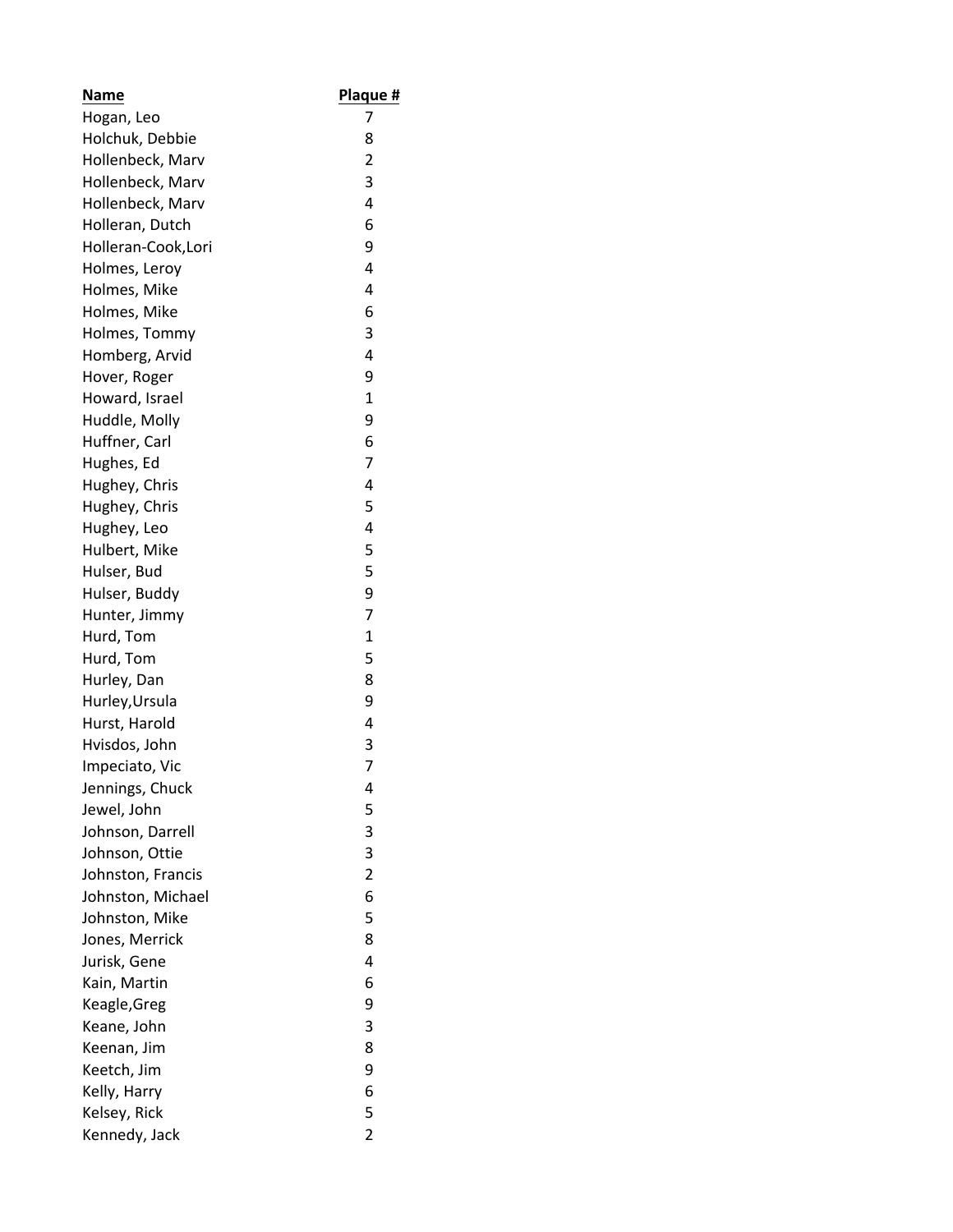| Name | Plaque # |
| --- | --- |
| Hogan, Leo | 7 |
| Holchuk, Debbie | 8 |
| Hollenbeck, Marv | 2 |
| Hollenbeck, Marv | 3 |
| Hollenbeck, Marv | 4 |
| Holleran, Dutch | 6 |
| Holleran-Cook,Lori | 9 |
| Holmes, Leroy | 4 |
| Holmes, Mike | 4 |
| Holmes, Mike | 6 |
| Holmes, Tommy | 3 |
| Homberg, Arvid | 4 |
| Hover, Roger | 9 |
| Howard, Israel | 1 |
| Huddle, Molly | 9 |
| Huffner, Carl | 6 |
| Hughes, Ed | 7 |
| Hughey, Chris | 4 |
| Hughey, Chris | 5 |
| Hughey, Leo | 4 |
| Hulbert, Mike | 5 |
| Hulser, Bud | 5 |
| Hulser, Buddy | 9 |
| Hunter, Jimmy | 7 |
| Hurd, Tom | 1 |
| Hurd, Tom | 5 |
| Hurley, Dan | 8 |
| Hurley,Ursula | 9 |
| Hurst, Harold | 4 |
| Hvisdos, John | 3 |
| Impeciato, Vic | 7 |
| Jennings, Chuck | 4 |
| Jewel, John | 5 |
| Johnson, Darrell | 3 |
| Johnson, Ottie | 3 |
| Johnston, Francis | 2 |
| Johnston, Michael | 6 |
| Johnston, Mike | 5 |
| Jones, Merrick | 8 |
| Jurisk, Gene | 4 |
| Kain, Martin | 6 |
| Keagle,Greg | 9 |
| Keane, John | 3 |
| Keenan, Jim | 8 |
| Keetch, Jim | 9 |
| Kelly, Harry | 6 |
| Kelsey, Rick | 5 |
| Kennedy, Jack | 2 |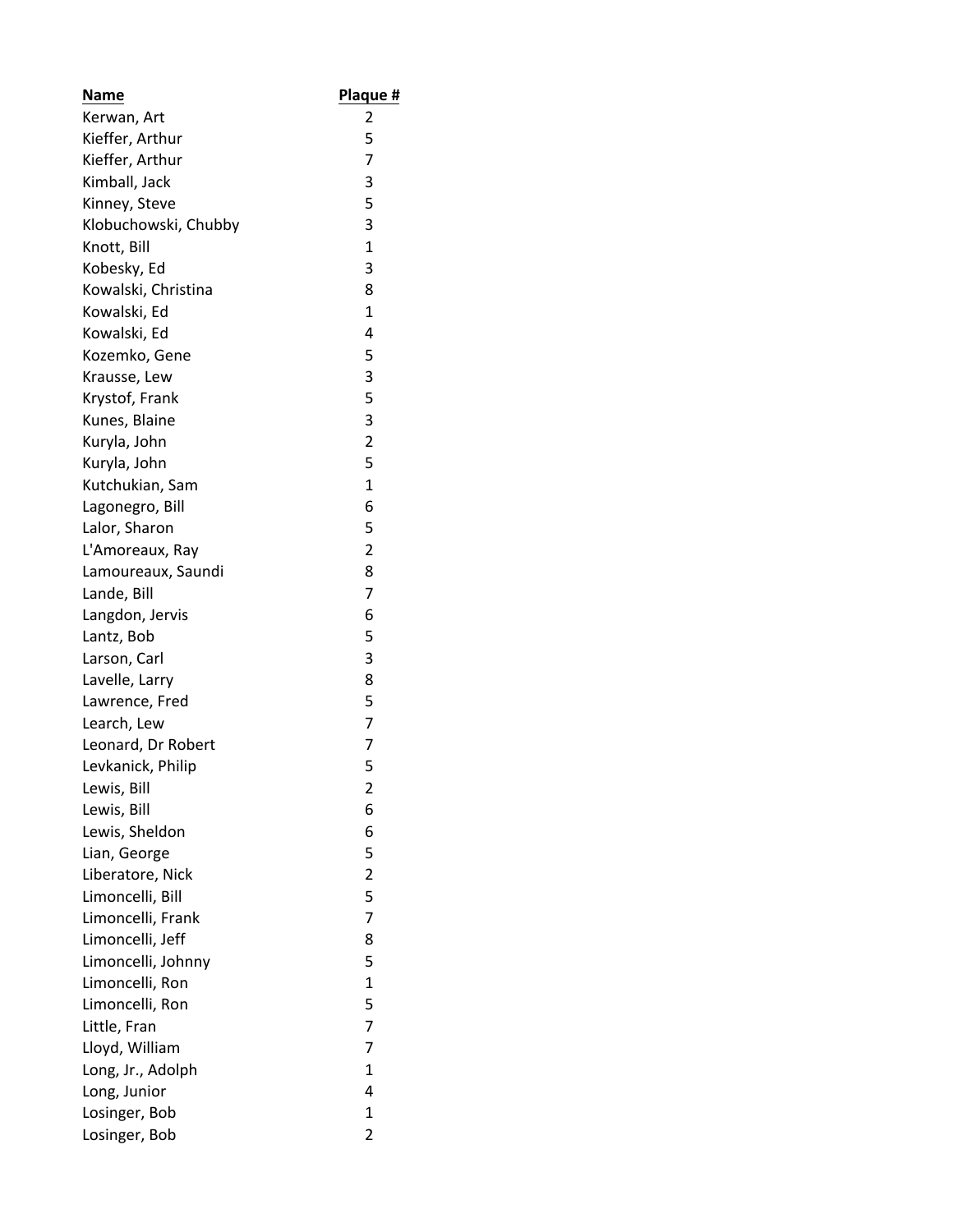| Name | Plaque # |
| --- | --- |
| Kerwan, Art | 2 |
| Kieffer, Arthur | 5 |
| Kieffer, Arthur | 7 |
| Kimball, Jack | 3 |
| Kinney, Steve | 5 |
| Klobuchowski, Chubby | 3 |
| Knott, Bill | 1 |
| Kobesky, Ed | 3 |
| Kowalski, Christina | 8 |
| Kowalski, Ed | 1 |
| Kowalski, Ed | 4 |
| Kozemko, Gene | 5 |
| Krausse, Lew | 3 |
| Krystof, Frank | 5 |
| Kunes, Blaine | 3 |
| Kuryla, John | 2 |
| Kuryla, John | 5 |
| Kutchukian, Sam | 1 |
| Lagonegro, Bill | 6 |
| Lalor, Sharon | 5 |
| L'Amoreaux, Ray | 2 |
| Lamoureaux, Saundi | 8 |
| Lande, Bill | 7 |
| Langdon, Jervis | 6 |
| Lantz, Bob | 5 |
| Larson, Carl | 3 |
| Lavelle, Larry | 8 |
| Lawrence, Fred | 5 |
| Learch, Lew | 7 |
| Leonard, Dr Robert | 7 |
| Levkanick, Philip | 5 |
| Lewis, Bill | 2 |
| Lewis, Bill | 6 |
| Lewis, Sheldon | 6 |
| Lian, George | 5 |
| Liberatore, Nick | 2 |
| Limoncelli, Bill | 5 |
| Limoncelli, Frank | 7 |
| Limoncelli, Jeff | 8 |
| Limoncelli, Johnny | 5 |
| Limoncelli, Ron | 1 |
| Limoncelli, Ron | 5 |
| Little, Fran | 7 |
| Lloyd, William | 7 |
| Long, Jr., Adolph | 1 |
| Long, Junior | 4 |
| Losinger, Bob | 1 |
| Losinger, Bob | 2 |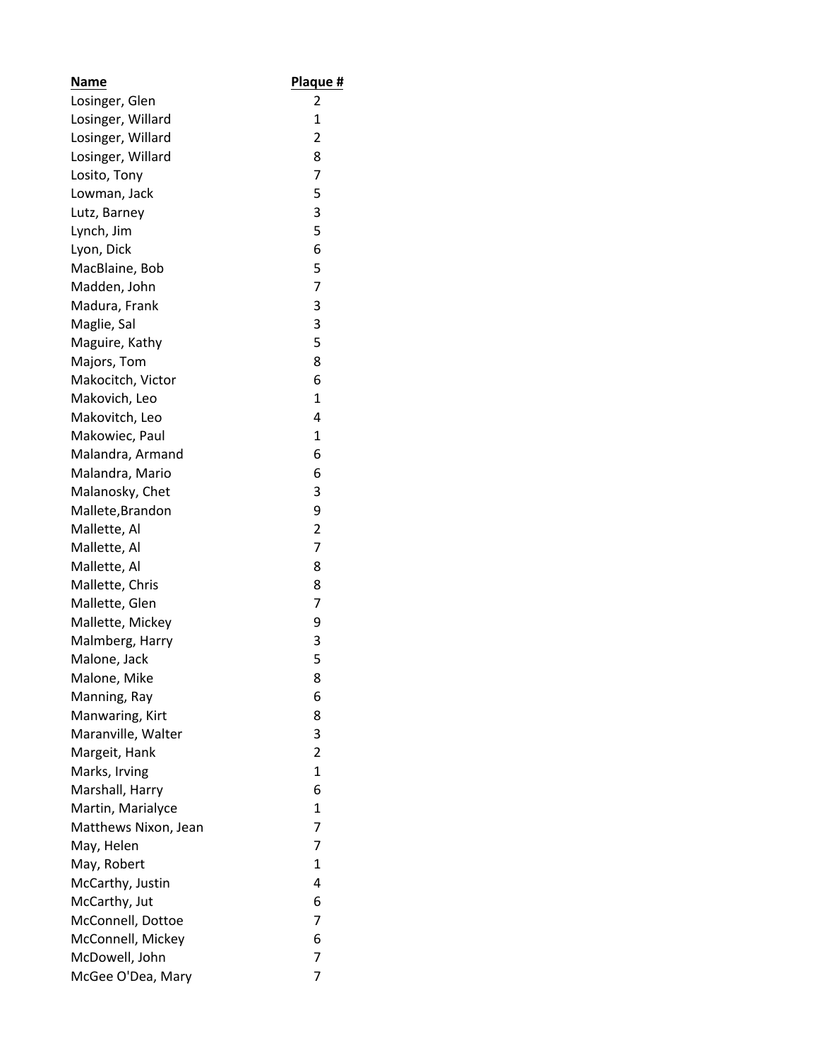| Name | Plaque # |
| --- | --- |
| Losinger, Glen | 2 |
| Losinger, Willard | 1 |
| Losinger, Willard | 2 |
| Losinger, Willard | 8 |
| Losito, Tony | 7 |
| Lowman, Jack | 5 |
| Lutz, Barney | 3 |
| Lynch, Jim | 5 |
| Lyon, Dick | 6 |
| MacBlaine, Bob | 5 |
| Madden, John | 7 |
| Madura, Frank | 3 |
| Maglie, Sal | 3 |
| Maguire, Kathy | 5 |
| Majors, Tom | 8 |
| Makocitch, Victor | 6 |
| Makovich, Leo | 1 |
| Makovitch, Leo | 4 |
| Makowiec, Paul | 1 |
| Malandra, Armand | 6 |
| Malandra, Mario | 6 |
| Malanosky, Chet | 3 |
| Mallete,Brandon | 9 |
| Mallette, Al | 2 |
| Mallette, Al | 7 |
| Mallette, Al | 8 |
| Mallette, Chris | 8 |
| Mallette, Glen | 7 |
| Mallette, Mickey | 9 |
| Malmberg, Harry | 3 |
| Malone, Jack | 5 |
| Malone, Mike | 8 |
| Manning, Ray | 6 |
| Manwaring, Kirt | 8 |
| Maranville, Walter | 3 |
| Margeit, Hank | 2 |
| Marks, Irving | 1 |
| Marshall, Harry | 6 |
| Martin, Marialyce | 1 |
| Matthews Nixon, Jean | 7 |
| May, Helen | 7 |
| May, Robert | 1 |
| McCarthy, Justin | 4 |
| McCarthy, Jut | 6 |
| McConnell, Dottoe | 7 |
| McConnell, Mickey | 6 |
| McDowell, John | 7 |
| McGee O'Dea, Mary | 7 |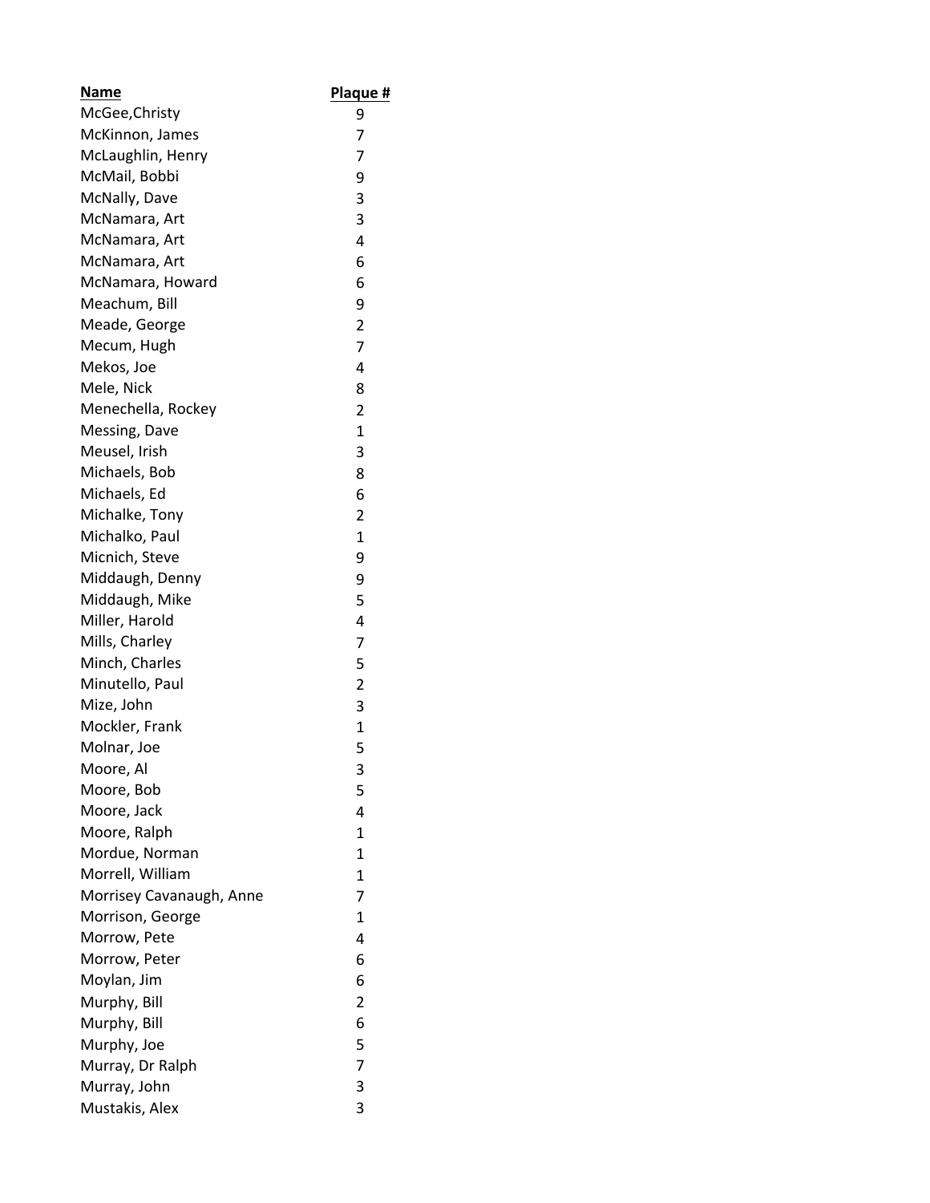| **Name** | **Plaque #** |
|---|---|
| McGee,Christy | 9 |
| McKinnon, James | 7 |
| McLaughlin, Henry | 7 |
| McMail, Bobbi | 9 |
| McNally, Dave | 3 |
| McNamara, Art | 3 |
| McNamara, Art | 4 |
| McNamara, Art | 6 |
| McNamara, Howard | 6 |
| Meachum, Bill | 9 |
| Meade, George | 2 |
| Mecum, Hugh | 7 |
| Mekos, Joe | 4 |
| Mele, Nick | 8 |
| Menechella, Rockey | 2 |
| Messing, Dave | 1 |
| Meusel, Irish | 3 |
| Michaels, Bob | 8 |
| Michaels, Ed | 6 |
| Michalke, Tony | 2 |
| Michalko, Paul | 1 |
| Micnich, Steve | 9 |
| Middaugh, Denny | 9 |
| Middaugh, Mike | 5 |
| Miller, Harold | 4 |
| Mills, Charley | 7 |
| Minch, Charles | 5 |
| Minutello, Paul | 2 |
| Mize, John | 3 |
| Mockler, Frank | 1 |
| Molnar, Joe | 5 |
| Moore, Al | 3 |
| Moore, Bob | 5 |
| Moore, Jack | 4 |
| Moore, Ralph | 1 |
| Mordue, Norman | 1 |
| Morrell, William | 1 |
| Morrisey Cavanaugh, Anne | 7 |
| Morrison, George | 1 |
| Morrow, Pete | 4 |
| Morrow, Peter | 6 |
| Moylan, Jim | 6 |
| Murphy, Bill | 2 |
| Murphy, Bill | 6 |
| Murphy, Joe | 5 |
| Murray, Dr Ralph | 7 |
| Murray, John | 3 |
| Mustakis, Alex | 3 |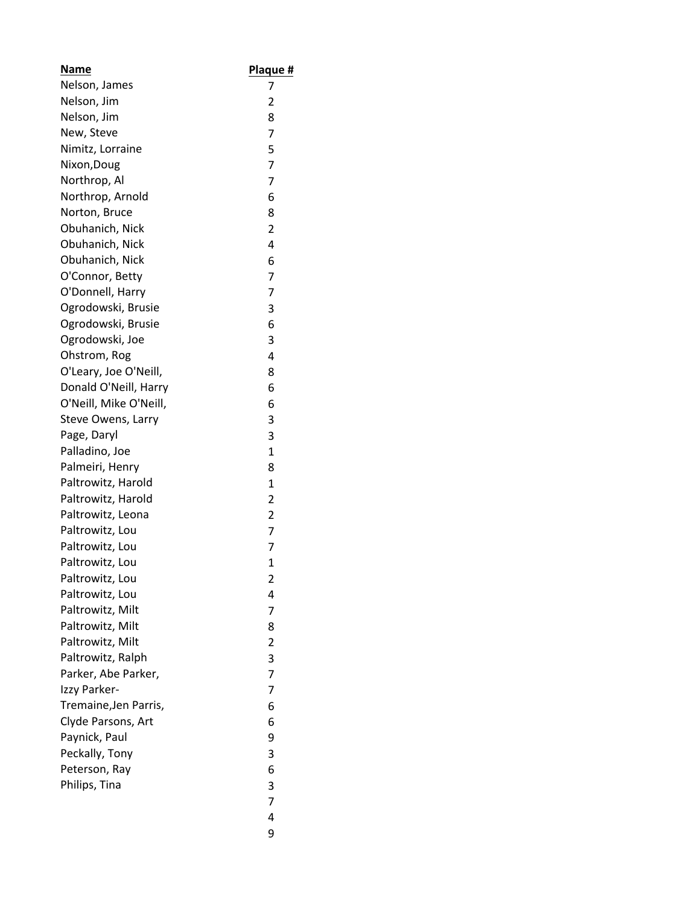| Name | Plaque # |
| --- | --- |
| Nelson, James | 7 |
| Nelson, Jim | 2 |
| Nelson, Jim | 8 |
| New, Steve | 7 |
| Nimitz, Lorraine | 5 |
| Nixon,Doug | 7 |
| Northrop, Al | 7 |
| Northrop, Arnold | 6 |
| Norton, Bruce | 8 |
| Obuhanich, Nick | 2 |
| Obuhanich, Nick | 4 |
| Obuhanich, Nick | 6 |
| O'Connor, Betty | 7 |
| O'Donnell, Harry | 7 |
| Ogrodowski, Brusie | 3 |
| Ogrodowski, Brusie | 6 |
| Ogrodowski, Joe | 3 |
| Ohstrom, Rog | 4 |
| O'Leary, Joe O'Neill, | 8 |
| Donald O'Neill, Harry | 6 |
| O'Neill, Mike O'Neill, | 6 |
| Steve Owens, Larry | 3 |
| Page, Daryl | 3 |
| Palladino, Joe | 1 |
| Palmeiri, Henry | 8 |
| Paltrowitz, Harold | 1 |
| Paltrowitz, Harold | 2 |
| Paltrowitz, Leona | 2 |
| Paltrowitz, Lou | 7 |
| Paltrowitz, Lou | 7 |
| Paltrowitz, Lou | 1 |
| Paltrowitz, Lou | 2 |
| Paltrowitz, Lou | 4 |
| Paltrowitz, Milt | 7 |
| Paltrowitz, Milt | 8 |
| Paltrowitz, Milt | 2 |
| Paltrowitz, Ralph | 3 |
| Parker, Abe Parker, | 7 |
| Izzy Parker- | 7 |
| Tremaine,Jen Parris, | 6 |
| Clyde Parsons, Art | 6 |
| Paynick, Paul | 9 |
| Peckally, Tony | 3 |
| Peterson, Ray | 6 |
| Philips, Tina | 3 |
| | 7 |
| | 4 |
| | 9 |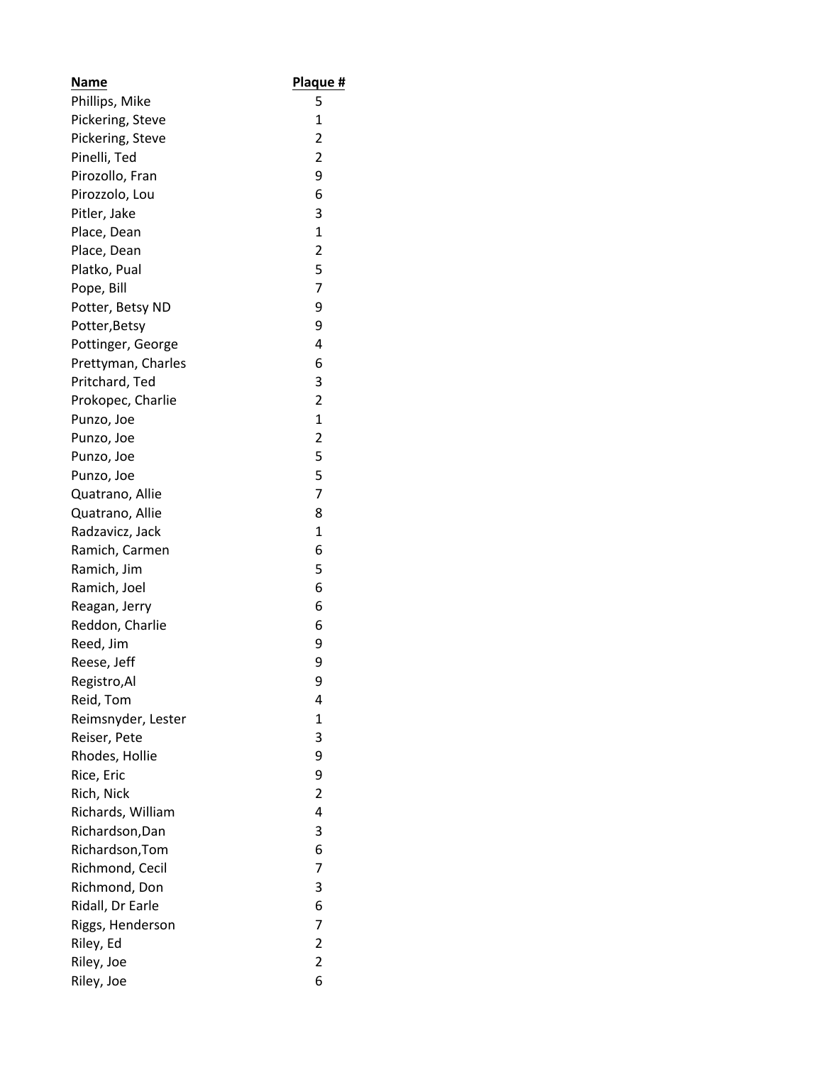| Name | Plaque # |
| --- | --- |
| Phillips, Mike | 5 |
| Pickering, Steve | 1 |
| Pickering, Steve | 2 |
| Pinelli, Ted | 2 |
| Pirozollo, Fran | 9 |
| Pirozzolo, Lou | 6 |
| Pitler, Jake | 3 |
| Place, Dean | 1 |
| Place, Dean | 2 |
| Platko, Pual | 5 |
| Pope, Bill | 7 |
| Potter, Betsy ND | 9 |
| Potter,Betsy | 9 |
| Pottinger, George | 4 |
| Prettyman, Charles | 6 |
| Pritchard, Ted | 3 |
| Prokopec, Charlie | 2 |
| Punzo, Joe | 1 |
| Punzo, Joe | 2 |
| Punzo, Joe | 5 |
| Punzo, Joe | 5 |
| Quatrano, Allie | 7 |
| Quatrano, Allie | 8 |
| Radzavicz, Jack | 1 |
| Ramich, Carmen | 6 |
| Ramich, Jim | 5 |
| Ramich, Joel | 6 |
| Reagan, Jerry | 6 |
| Reddon, Charlie | 6 |
| Reed, Jim | 9 |
| Reese, Jeff | 9 |
| Registro,Al | 9 |
| Reid, Tom | 4 |
| Reimsnyder, Lester | 1 |
| Reiser, Pete | 3 |
| Rhodes, Hollie | 9 |
| Rice, Eric | 9 |
| Rich, Nick | 2 |
| Richards, William | 4 |
| Richardson,Dan | 3 |
| Richardson,Tom | 6 |
| Richmond, Cecil | 7 |
| Richmond, Don | 3 |
| Ridall, Dr Earle | 6 |
| Riggs, Henderson | 7 |
| Riley, Ed | 2 |
| Riley, Joe | 2 |
| Riley, Joe | 6 |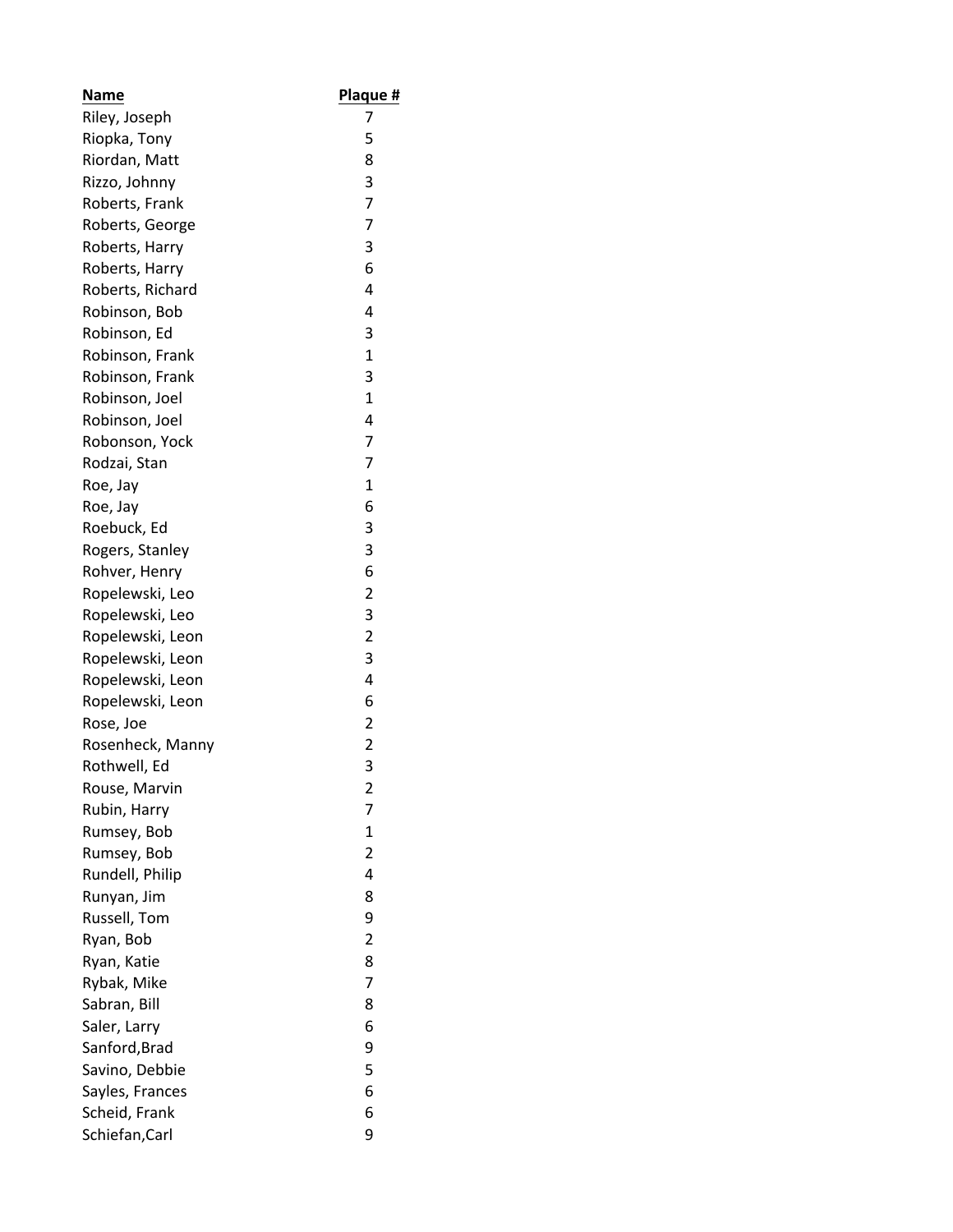| Name | Plaque # |
|---|---|
| Riley, Joseph | 7 |
| Riopka, Tony | 5 |
| Riordan, Matt | 8 |
| Rizzo, Johnny | 3 |
| Roberts, Frank | 7 |
| Roberts, George | 7 |
| Roberts, Harry | 3 |
| Roberts, Harry | 6 |
| Roberts, Richard | 4 |
| Robinson, Bob | 4 |
| Robinson, Ed | 3 |
| Robinson, Frank | 1 |
| Robinson, Frank | 3 |
| Robinson, Joel | 1 |
| Robinson, Joel | 4 |
| Robonson, Yock | 7 |
| Rodzai, Stan | 7 |
| Roe, Jay | 1 |
| Roe, Jay | 6 |
| Roebuck, Ed | 3 |
| Rogers, Stanley | 3 |
| Rohver, Henry | 6 |
| Ropelewski, Leo | 2 |
| Ropelewski, Leo | 3 |
| Ropelewski, Leon | 2 |
| Ropelewski, Leon | 3 |
| Ropelewski, Leon | 4 |
| Ropelewski, Leon | 6 |
| Rose, Joe | 2 |
| Rosenheck, Manny | 2 |
| Rothwell, Ed | 3 |
| Rouse, Marvin | 2 |
| Rubin, Harry | 7 |
| Rumsey, Bob | 1 |
| Rumsey, Bob | 2 |
| Rundell, Philip | 4 |
| Runyan, Jim | 8 |
| Russell, Tom | 9 |
| Ryan, Bob | 2 |
| Ryan, Katie | 8 |
| Rybak, Mike | 7 |
| Sabran, Bill | 8 |
| Saler, Larry | 6 |
| Sanford,Brad | 9 |
| Savino, Debbie | 5 |
| Sayles, Frances | 6 |
| Scheid, Frank | 6 |
| Schiefan,Carl | 9 |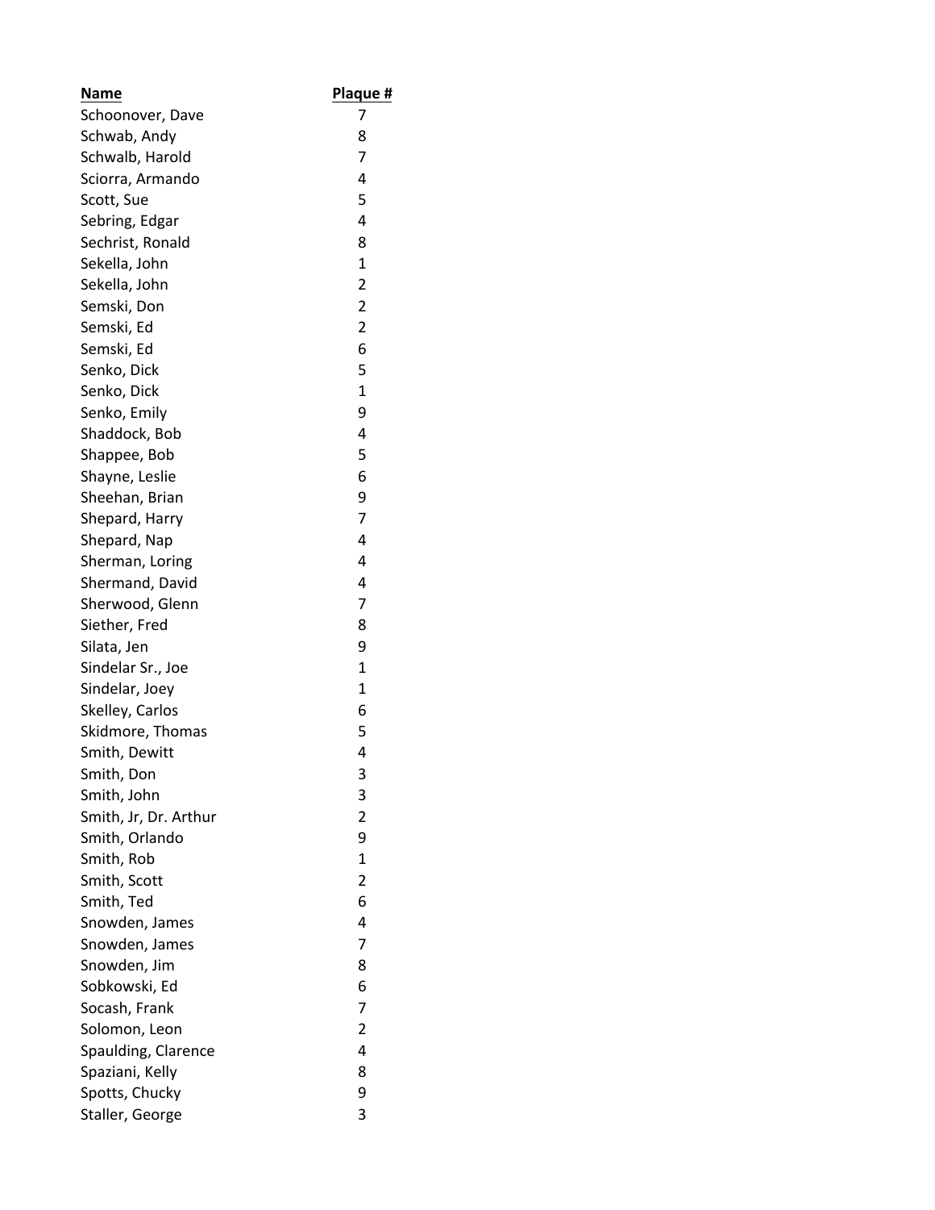| Name | Plaque # |
|---|---|
| Schoonover, Dave | 7 |
| Schwab, Andy | 8 |
| Schwalb, Harold | 7 |
| Sciorra, Armando | 4 |
| Scott, Sue | 5 |
| Sebring, Edgar | 4 |
| Sechrist, Ronald | 8 |
| Sekella, John | 1 |
| Sekella, John | 2 |
| Semski, Don | 2 |
| Semski, Ed | 2 |
| Semski, Ed | 6 |
| Senko, Dick | 5 |
| Senko, Dick | 1 |
| Senko, Emily | 9 |
| Shaddock, Bob | 4 |
| Shappee, Bob | 5 |
| Shayne, Leslie | 6 |
| Sheehan, Brian | 9 |
| Shepard, Harry | 7 |
| Shepard, Nap | 4 |
| Sherman, Loring | 4 |
| Shermand, David | 4 |
| Sherwood, Glenn | 7 |
| Siether, Fred | 8 |
| Silata, Jen | 9 |
| Sindelar Sr., Joe | 1 |
| Sindelar, Joey | 1 |
| Skelley, Carlos | 6 |
| Skidmore, Thomas | 5 |
| Smith, Dewitt | 4 |
| Smith, Don | 3 |
| Smith, John | 3 |
| Smith, Jr, Dr. Arthur | 2 |
| Smith, Orlando | 9 |
| Smith, Rob | 1 |
| Smith, Scott | 2 |
| Smith, Ted | 6 |
| Snowden, James | 4 |
| Snowden, James | 7 |
| Snowden, Jim | 8 |
| Sobkowski, Ed | 6 |
| Socash, Frank | 7 |
| Solomon, Leon | 2 |
| Spaulding, Clarence | 4 |
| Spaziani, Kelly | 8 |
| Spotts, Chucky | 9 |
| Staller, George | 3 |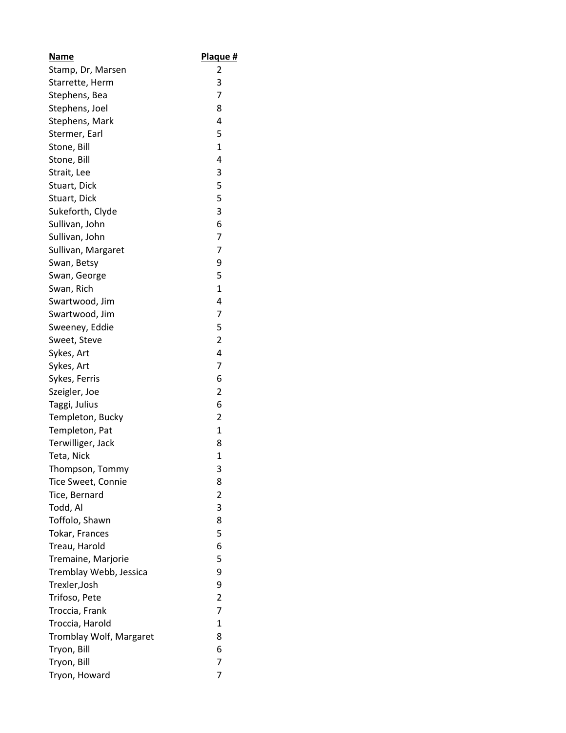| Name | Plaque # |
| --- | --- |
| Stamp, Dr, Marsen | 2 |
| Starrette, Herm | 3 |
| Stephens, Bea | 7 |
| Stephens, Joel | 8 |
| Stephens, Mark | 4 |
| Stermer, Earl | 5 |
| Stone, Bill | 1 |
| Stone, Bill | 4 |
| Strait, Lee | 3 |
| Stuart, Dick | 5 |
| Stuart, Dick | 5 |
| Sukeforth, Clyde | 3 |
| Sullivan, John | 6 |
| Sullivan, John | 7 |
| Sullivan, Margaret | 7 |
| Swan, Betsy | 9 |
| Swan, George | 5 |
| Swan, Rich | 1 |
| Swartwood, Jim | 4 |
| Swartwood, Jim | 7 |
| Sweeney, Eddie | 5 |
| Sweet, Steve | 2 |
| Sykes, Art | 4 |
| Sykes, Art | 7 |
| Sykes, Ferris | 6 |
| Szeigler, Joe | 2 |
| Taggi, Julius | 6 |
| Templeton, Bucky | 2 |
| Templeton, Pat | 1 |
| Terwilliger, Jack | 8 |
| Teta, Nick | 1 |
| Thompson, Tommy | 3 |
| Tice Sweet, Connie | 8 |
| Tice, Bernard | 2 |
| Todd, Al | 3 |
| Toffolo, Shawn | 8 |
| Tokar, Frances | 5 |
| Treau, Harold | 6 |
| Tremaine, Marjorie | 5 |
| Tremblay Webb, Jessica | 9 |
| Trexler,Josh | 9 |
| Trifoso, Pete | 2 |
| Troccia, Frank | 7 |
| Troccia, Harold | 1 |
| Tromblay Wolf, Margaret | 8 |
| Tryon, Bill | 6 |
| Tryon, Bill | 7 |
| Tryon, Howard | 7 |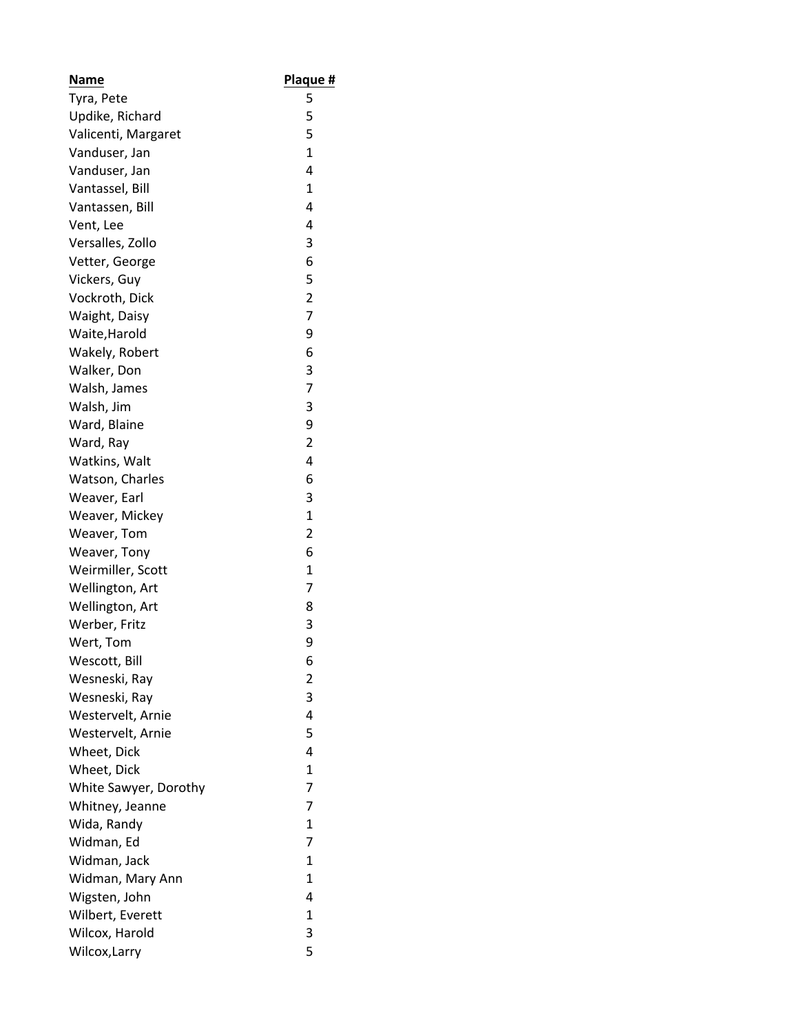| Name | Plaque # |
|---|---|
| Tyra, Pete | 5 |
| Updike, Richard | 5 |
| Valicenti, Margaret | 5 |
| Vanduser, Jan | 1 |
| Vanduser, Jan | 4 |
| Vantassel, Bill | 1 |
| Vantassen, Bill | 4 |
| Vent, Lee | 4 |
| Versalles, Zollo | 3 |
| Vetter, George | 6 |
| Vickers, Guy | 5 |
| Vockroth, Dick | 2 |
| Waight, Daisy | 7 |
| Waite,Harold | 9 |
| Wakely, Robert | 6 |
| Walker, Don | 3 |
| Walsh, James | 7 |
| Walsh, Jim | 3 |
| Ward, Blaine | 9 |
| Ward, Ray | 2 |
| Watkins, Walt | 4 |
| Watson, Charles | 6 |
| Weaver, Earl | 3 |
| Weaver, Mickey | 1 |
| Weaver, Tom | 2 |
| Weaver, Tony | 6 |
| Weirmiller, Scott | 1 |
| Wellington, Art | 7 |
| Wellington, Art | 8 |
| Werber, Fritz | 3 |
| Wert, Tom | 9 |
| Wescott, Bill | 6 |
| Wesneski, Ray | 2 |
| Wesneski, Ray | 3 |
| Westervelt, Arnie | 4 |
| Westervelt, Arnie | 5 |
| Wheet, Dick | 4 |
| Wheet, Dick | 1 |
| White Sawyer, Dorothy | 7 |
| Whitney, Jeanne | 7 |
| Wida, Randy | 1 |
| Widman, Ed | 7 |
| Widman, Jack | 1 |
| Widman, Mary Ann | 1 |
| Wigsten, John | 4 |
| Wilbert, Everett | 1 |
| Wilcox, Harold | 3 |
| Wilcox,Larry | 5 |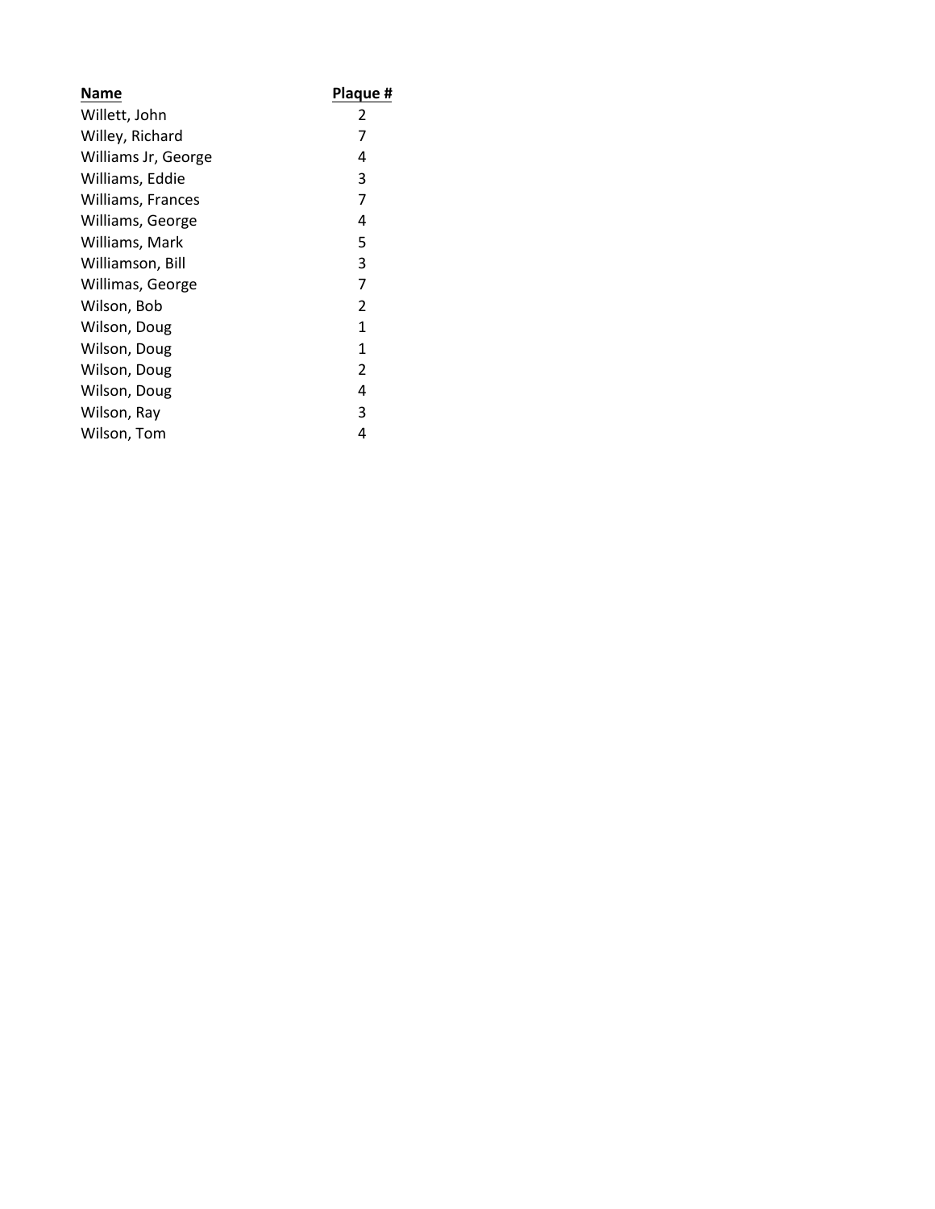| Name | Plaque # |
| --- | --- |
| Willett, John | 2 |
| Willey, Richard | 7 |
| Williams Jr, George | 4 |
| Williams, Eddie | 3 |
| Williams, Frances | 7 |
| Williams, George | 4 |
| Williams, Mark | 5 |
| Williamson, Bill | 3 |
| Willimas, George | 7 |
| Wilson, Bob | 2 |
| Wilson, Doug | 1 |
| Wilson, Doug | 1 |
| Wilson, Doug | 2 |
| Wilson, Doug | 4 |
| Wilson, Ray | 3 |
| Wilson, Tom | 4 |